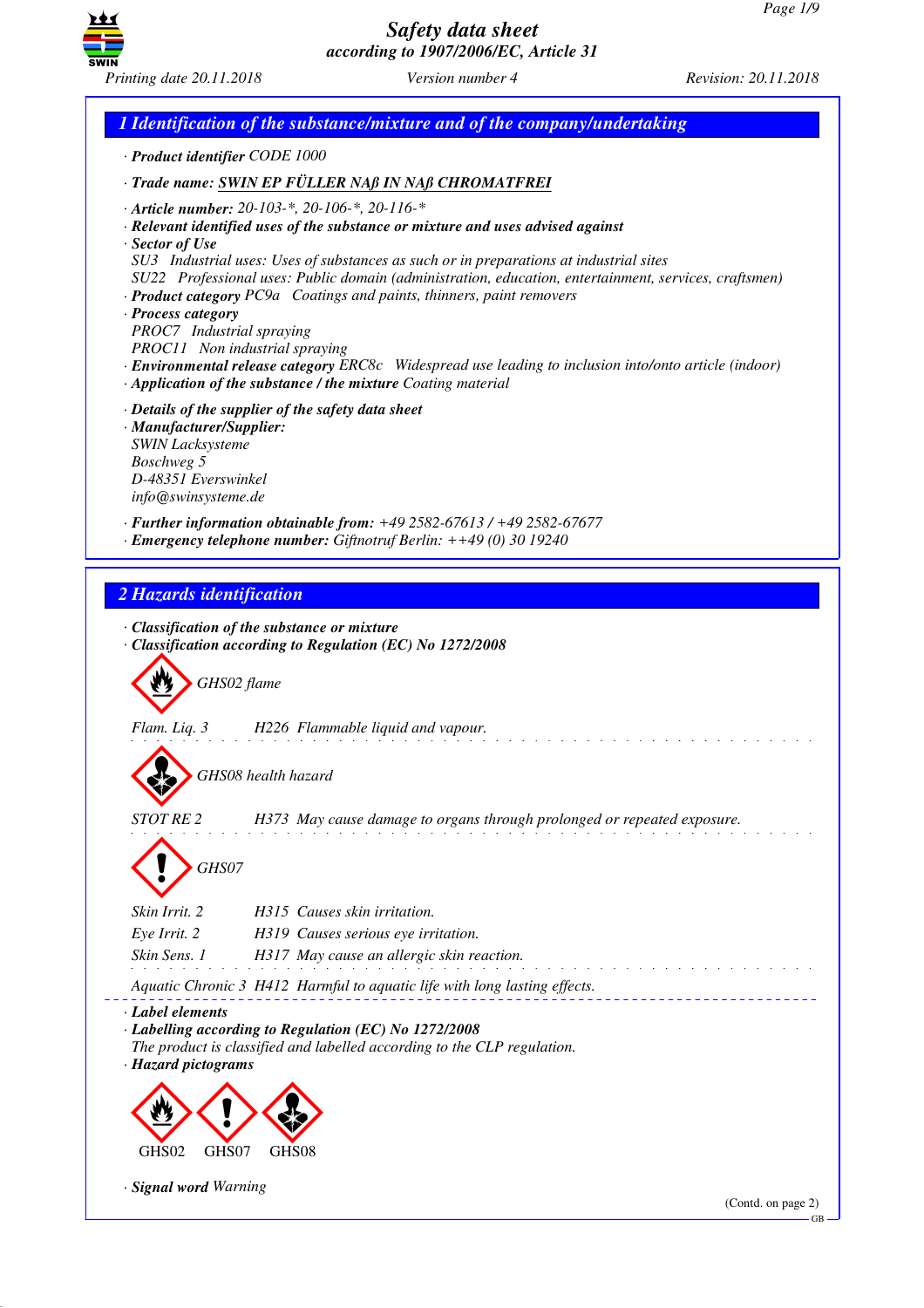# Safety data sheet
*according to 1907/2006/EC, Article 31*

Printing date 20.11.2018 | Version number 4 | Revision: 20.11.2018

## 1 Identification of the substance/mixture and of the company/undertaking

· **Product identifier** CODE 1000

· **Trade name:** **SWIN EP FÜLLER NAß IN NAß CHROMATFREI**

· **Article number:** 20-103-*, 20-106-*, 20-116-*
· **Relevant identified uses of the substance or mixture and uses advised against**
· **Sector of Use**
SU3 Industrial uses: Uses of substances as such or in preparations at industrial sites
SU22 Professional uses: Public domain (administration, education, entertainment, services, craftsmen)
· **Product category** PC9a Coatings and paints, thinners, paint removers
· **Process category**
PROC7 Industrial spraying
PROC11 Non industrial spraying
· **Environmental release category** ERC8c Widespread use leading to inclusion into/onto article (indoor)
· **Application of the substance / the mixture** Coating material

· **Details of the supplier of the safety data sheet**
· **Manufacturer/Supplier:**
SWIN Lacksysteme
Boschweg 5
D-48351 Everswinkel
info@swinsysteme.de

· **Further information obtainable from:** +49 2582-67613 / +49 2582-67677
· **Emergency telephone number:** Giftnotruf Berlin: ++49 (0) 30 19240

## 2 Hazards identification

· **Classification of the substance or mixture**
· **Classification according to Regulation (EC) No 1272/2008**

GHS02 flame

Flam. Liq. 3 H226 Flammable liquid and vapour.

GHS08 health hazard

STOT RE 2 H373 May cause damage to organs through prolonged or repeated exposure.

GHS07

Skin Irrit. 2 H315 Causes skin irritation.
Eye Irrit. 2 H319 Causes serious eye irritation.
Skin Sens. 1 H317 May cause an allergic skin reaction.

Aquatic Chronic 3 H412 Harmful to aquatic life with long lasting effects.

· **Label elements**
· **Labelling according to Regulation (EC) No 1272/2008**
The product is classified and labelled according to the CLP regulation.
· **Hazard pictograms**

GHS02 GHS07 GHS08

· **Signal word** Warning

(Contd. on page 2)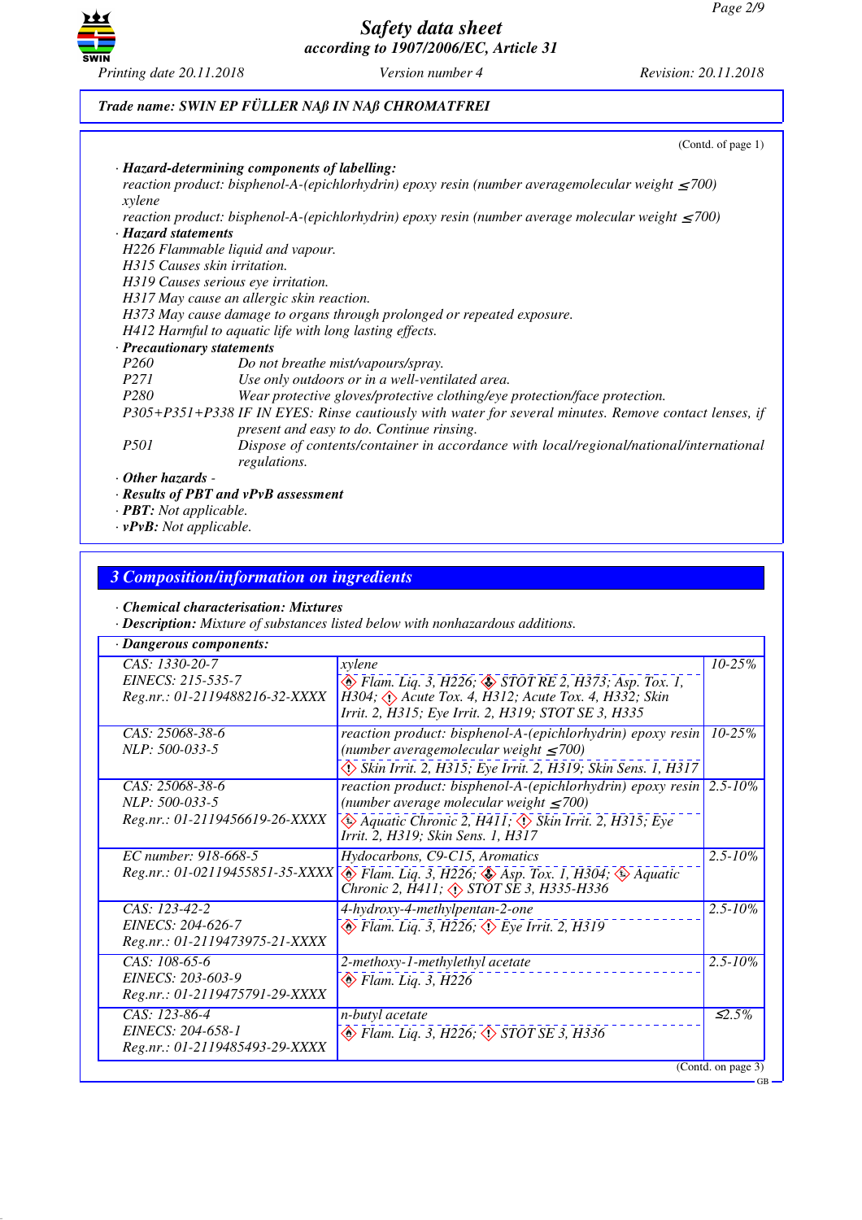**Trade name: SWIN EP FÜLLER NAß IN NAß CHROMATFREI**

(Contd. of page 1)

· **Hazard-determining components of labelling:**
reaction product: bisphenol-A-(epichlorhydrin) epoxy resin (number averagemolecular weight ≤700)
xylene
reaction product: bisphenol-A-(epichlorhydrin) epoxy resin (number average molecular weight ≤700)

· **Hazard statements**
H226 Flammable liquid and vapour.
H315 Causes skin irritation.
H319 Causes serious eye irritation.
H317 May cause an allergic skin reaction.
H373 May cause damage to organs through prolonged or repeated exposure.
H412 Harmful to aquatic life with long lasting effects.

· **Precautionary statements**
P260 Do not breathe mist/vapours/spray.
P271 Use only outdoors or in a well-ventilated area.
P280 Wear protective gloves/protective clothing/eye protection/face protection.
P305+P351+P338 IF IN EYES: Rinse cautiously with water for several minutes. Remove contact lenses, if present and easy to do. Continue rinsing.
P501 Dispose of contents/container in accordance with local/regional/national/international regulations.

· **Other hazards** -
· **Results of PBT and vPvB assessment**
· **PBT:** Not applicable.
· **vPvB:** Not applicable.

## 3 Composition/information on ingredients

· **Chemical characterisation: Mixtures**
· **Description:** Mixture of substances listed below with nonhazardous additions.

· **Dangerous components:**

| | | |
|---|---|---|
| CAS: 1330-20-7<br>EINECS: 215-535-7<br>Reg.nr.: 01-2119488216-32-XXXX | xylene<br>Flam. Liq. 3, H226; STOT RE 2, H373; Asp. Tox. 1, H304; Acute Tox. 4, H312; Acute Tox. 4, H332; Skin Irrit. 2, H315; Eye Irrit. 2, H319; STOT SE 3, H335 | 10-25% |
| CAS: 25068-38-6<br>NLP: 500-033-5 | reaction product: bisphenol-A-(epichlorhydrin) epoxy resin (number averagemolecular weight ≤700)<br>Skin Irrit. 2, H315; Eye Irrit. 2, H319; Skin Sens. 1, H317 | 10-25% |
| CAS: 25068-38-6<br>NLP: 500-033-5<br>Reg.nr.: 01-2119456619-26-XXXX | reaction product: bisphenol-A-(epichlorhydrin) epoxy resin (number average molecular weight ≤700)<br>Aquatic Chronic 2, H411; Skin Irrit. 2, H315; Eye Irrit. 2, H319; Skin Sens. 1, H317 | 2.5-10% |
| EC number: 918-668-5<br>Reg.nr.: 01-02119455851-35-XXXX | Hydocarbons, C9-C15, Aromatics<br>Flam. Liq. 3, H226; Asp. Tox. 1, H304; Aquatic Chronic 2, H411; STOT SE 3, H335-H336 | 2.5-10% |
| CAS: 123-42-2<br>EINECS: 204-626-7<br>Reg.nr.: 01-2119473975-21-XXXX | 4-hydroxy-4-methylpentan-2-one<br>Flam. Liq. 3, H226; Eye Irrit. 2, H319 | 2.5-10% |
| CAS: 108-65-6<br>EINECS: 203-603-9<br>Reg.nr.: 01-2119475791-29-XXXX | 2-methoxy-1-methylethyl acetate<br>Flam. Liq. 3, H226 | 2.5-10% |
| CAS: 123-86-4<br>EINECS: 204-658-1<br>Reg.nr.: 01-2119485493-29-XXXX | n-butyl acetate<br>Flam. Liq. 3, H226; STOT SE 3, H336 | ≤2.5% |

(Contd. on page 3)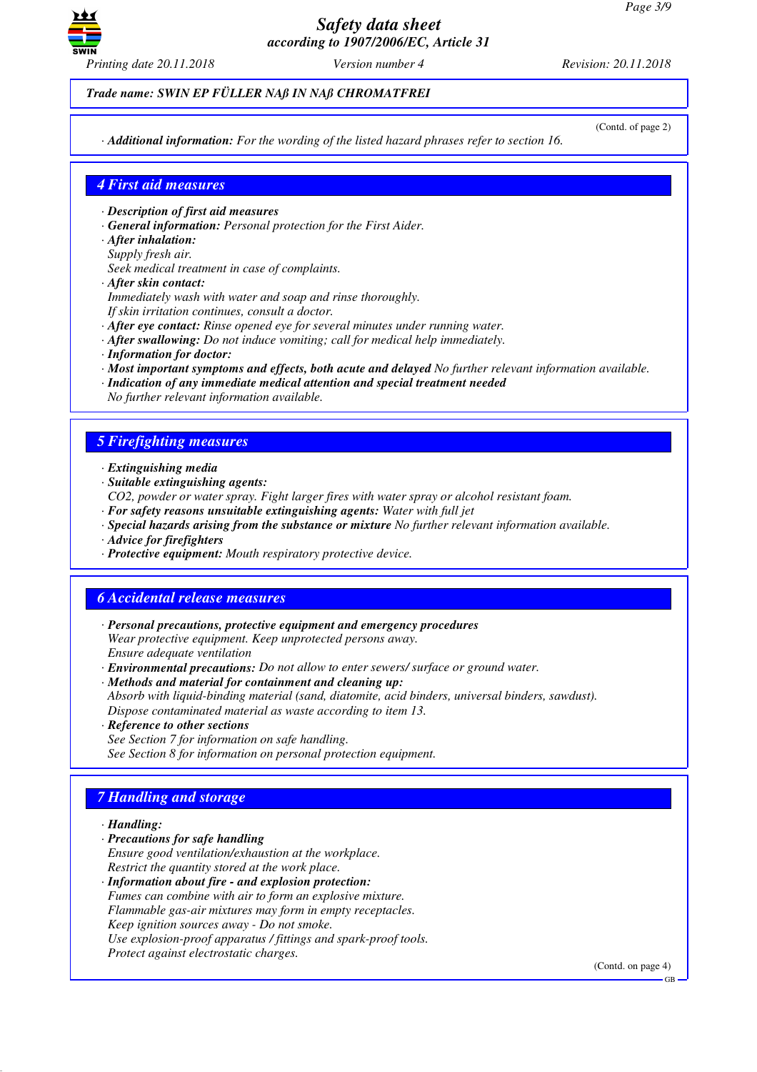**Trade name: SWIN EP FÜLLER NAß IN NAß CHROMATFREI**

(Contd. of page 2)

· **Additional information:** For the wording of the listed hazard phrases refer to section 16.

## 4 First aid measures

· **Description of first aid measures**
· **General information:** Personal protection for the First Aider.
· **After inhalation:**
Supply fresh air.
Seek medical treatment in case of complaints.
· **After skin contact:**
Immediately wash with water and soap and rinse thoroughly.
If skin irritation continues, consult a doctor.
· **After eye contact:** Rinse opened eye for several minutes under running water.
· **After swallowing:** Do not induce vomiting; call for medical help immediately.
· **Information for doctor:**
· **Most important symptoms and effects, both acute and delayed** No further relevant information available.
· **Indication of any immediate medical attention and special treatment needed**
No further relevant information available.

## 5 Firefighting measures

· **Extinguishing media**
· **Suitable extinguishing agents:**
CO2, powder or water spray. Fight larger fires with water spray or alcohol resistant foam.
· **For safety reasons unsuitable extinguishing agents:** Water with full jet
· **Special hazards arising from the substance or mixture** No further relevant information available.
· **Advice for firefighters**
· **Protective equipment:** Mouth respiratory protective device.

## 6 Accidental release measures

· **Personal precautions, protective equipment and emergency procedures**
Wear protective equipment. Keep unprotected persons away.
Ensure adequate ventilation
· **Environmental precautions:** Do not allow to enter sewers/ surface or ground water.
· **Methods and material for containment and cleaning up:**
Absorb with liquid-binding material (sand, diatomite, acid binders, universal binders, sawdust).
Dispose contaminated material as waste according to item 13.
· **Reference to other sections**
See Section 7 for information on safe handling.
See Section 8 for information on personal protection equipment.

## 7 Handling and storage

· **Handling:**
· **Precautions for safe handling**
Ensure good ventilation/exhaustion at the workplace.
Restrict the quantity stored at the work place.
· **Information about fire - and explosion protection:**
Fumes can combine with air to form an explosive mixture.
Flammable gas-air mixtures may form in empty receptacles.
Keep ignition sources away - Do not smoke.
Use explosion-proof apparatus / fittings and spark-proof tools.
Protect against electrostatic charges.

(Contd. on page 4)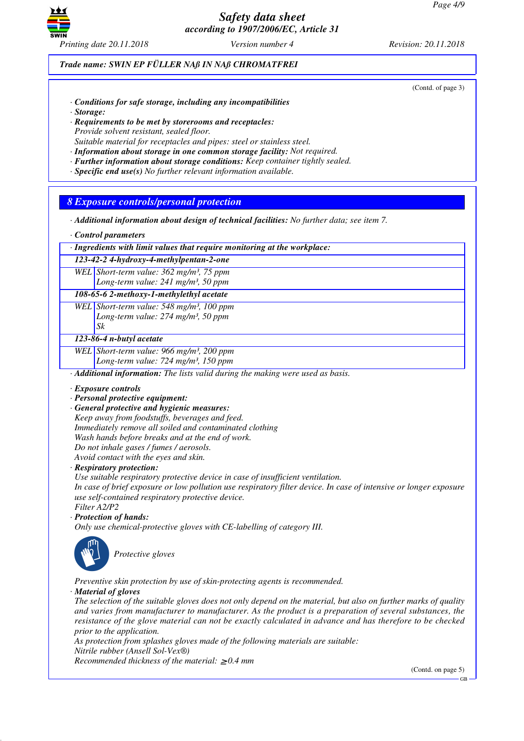*Trade name: SWIN EP FÜLLER NAß IN NAß CHROMATFREI*

(Contd. of page 3)

· ***Conditions for safe storage, including any incompatibilities***
· ***Storage:***
· ***Requirements to be met by storerooms and receptacles:***
*Provide solvent resistant, sealed floor.*
*Suitable material for receptacles and pipes: steel or stainless steel.*
· ***Information about storage in one common storage facility:*** *Not required.*
· ***Further information about storage conditions:*** *Keep container tightly sealed.*
· ***Specific end use(s)*** *No further relevant information available.*

## *8 Exposure controls/personal protection*

· ***Additional information about design of technical facilities:*** *No further data; see item 7.*

· ***Control parameters***

| · ***Ingredients with limit values that require monitoring at the workplace:*** | |
|---|---|
| ***123-42-2 4-hydroxy-4-methylpentan-2-one*** | |
| *WEL* | *Short-term value: 362 mg/m³, 75 ppm*<br>*Long-term value: 241 mg/m³, 50 ppm* |
| ***108-65-6 2-methoxy-1-methylethyl acetate*** | |
| *WEL* | *Short-term value: 548 mg/m³, 100 ppm*<br>*Long-term value: 274 mg/m³, 50 ppm*<br>*Sk* |
| ***123-86-4 n-butyl acetate*** | |
| *WEL* | *Short-term value: 966 mg/m³, 200 ppm*<br>*Long-term value: 724 mg/m³, 150 ppm* |

· ***Additional information:*** *The lists valid during the making were used as basis.*

· ***Exposure controls***
· ***Personal protective equipment:***
· ***General protective and hygienic measures:***
*Keep away from foodstuffs, beverages and feed.*
*Immediately remove all soiled and contaminated clothing*
*Wash hands before breaks and at the end of work.*
*Do not inhale gases / fumes / aerosols.*
*Avoid contact with the eyes and skin.*
· ***Respiratory protection:***
*Use suitable respiratory protective device in case of insufficient ventilation.*
*In case of brief exposure or low pollution use respiratory filter device. In case of intensive or longer exposure use self-contained respiratory protective device.*
*Filter A2/P2*
· ***Protection of hands:***
*Only use chemical-protective gloves with CE-labelling of category III.*

*Protective gloves*

*Preventive skin protection by use of skin-protecting agents is recommended.*
· ***Material of gloves***
*The selection of the suitable gloves does not only depend on the material, but also on further marks of quality and varies from manufacturer to manufacturer. As the product is a preparation of several substances, the resistance of the glove material can not be exactly calculated in advance and has therefore to be checked prior to the application.*
*As protection from splashes gloves made of the following materials are suitable:*
*Nitrile rubber (Ansell Sol-Vex®)*
*Recommended thickness of the material: ≥ 0.4 mm*

(Contd. on page 5)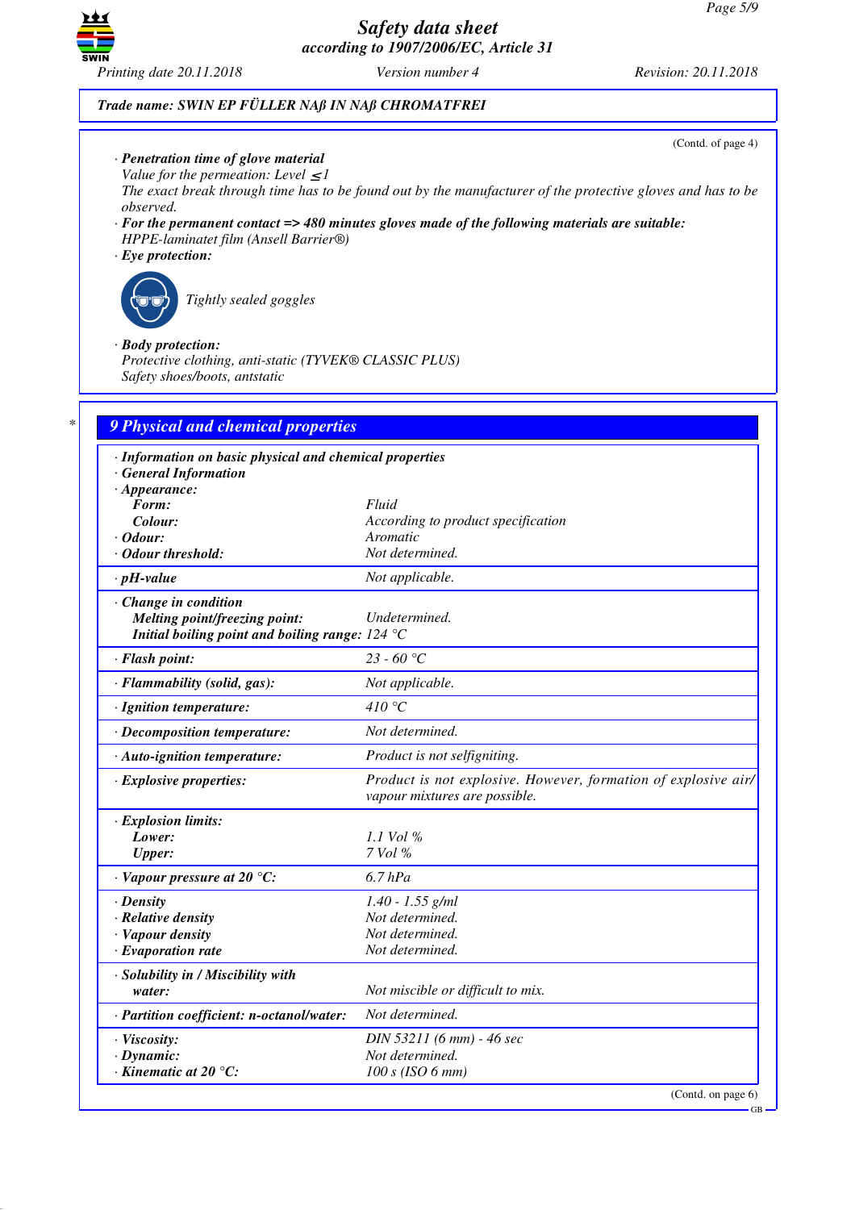**Trade name: SWIN EP FÜLLER NAß IN NAß CHROMATFREI**

(Contd. of page 4)

· **Penetration time of glove material**
Value for the permeation: Level ≤ 1
The exact break through time has to be found out by the manufacturer of the protective gloves and has to be observed.

· **For the permanent contact => 480 minutes gloves made of the following materials are suitable:**
HPPE-laminatet film (Ansell Barrier®)

· **Eye protection:**

Tightly sealed goggles

· **Body protection:**
Protective clothing, anti-static (TYVEK® CLASSIC PLUS)
Safety shoes/boots, antstatic

## 9 Physical and chemical properties

| Property | Value |
|---|---|
| · **Information on basic physical and chemical properties** | |
| · **General Information** | |
| · **Appearance:** | |
| **Form:** | Fluid |
| **Colour:** | According to product specification |
| · **Odour:** | Aromatic |
| · **Odour threshold:** | Not determined. |
| · **pH-value** | Not applicable. |
| · **Change in condition** | |
| **Melting point/freezing point:** | Undetermined. |
| **Initial boiling point and boiling range:** | 124 °C |
| · **Flash point:** | 23 - 60 °C |
| · **Flammability (solid, gas):** | Not applicable. |
| · **Ignition temperature:** | 410 °C |
| · **Decomposition temperature:** | Not determined. |
| · **Auto-ignition temperature:** | Product is not selfigniting. |
| · **Explosive properties:** | Product is not explosive. However, formation of explosive air/vapour mixtures are possible. |
| · **Explosion limits:** | |
| **Lower:** | 1.1 Vol % |
| **Upper:** | 7 Vol % |
| · **Vapour pressure at 20 °C:** | 6.7 hPa |
| · **Density** | 1.40 - 1.55 g/ml |
| · **Relative density** | Not determined. |
| · **Vapour density** | Not determined. |
| · **Evaporation rate** | Not determined. |
| · **Solubility in / Miscibility with** | |
| **water:** | Not miscible or difficult to mix. |
| · **Partition coefficient: n-octanol/water:** | Not determined. |
| · **Viscosity:** | DIN 53211 (6 mm) - 46 sec |
| · **Dynamic:** | Not determined. |
| · **Kinematic at 20 °C:** | 100 s (ISO 6 mm) |

(Contd. on page 6)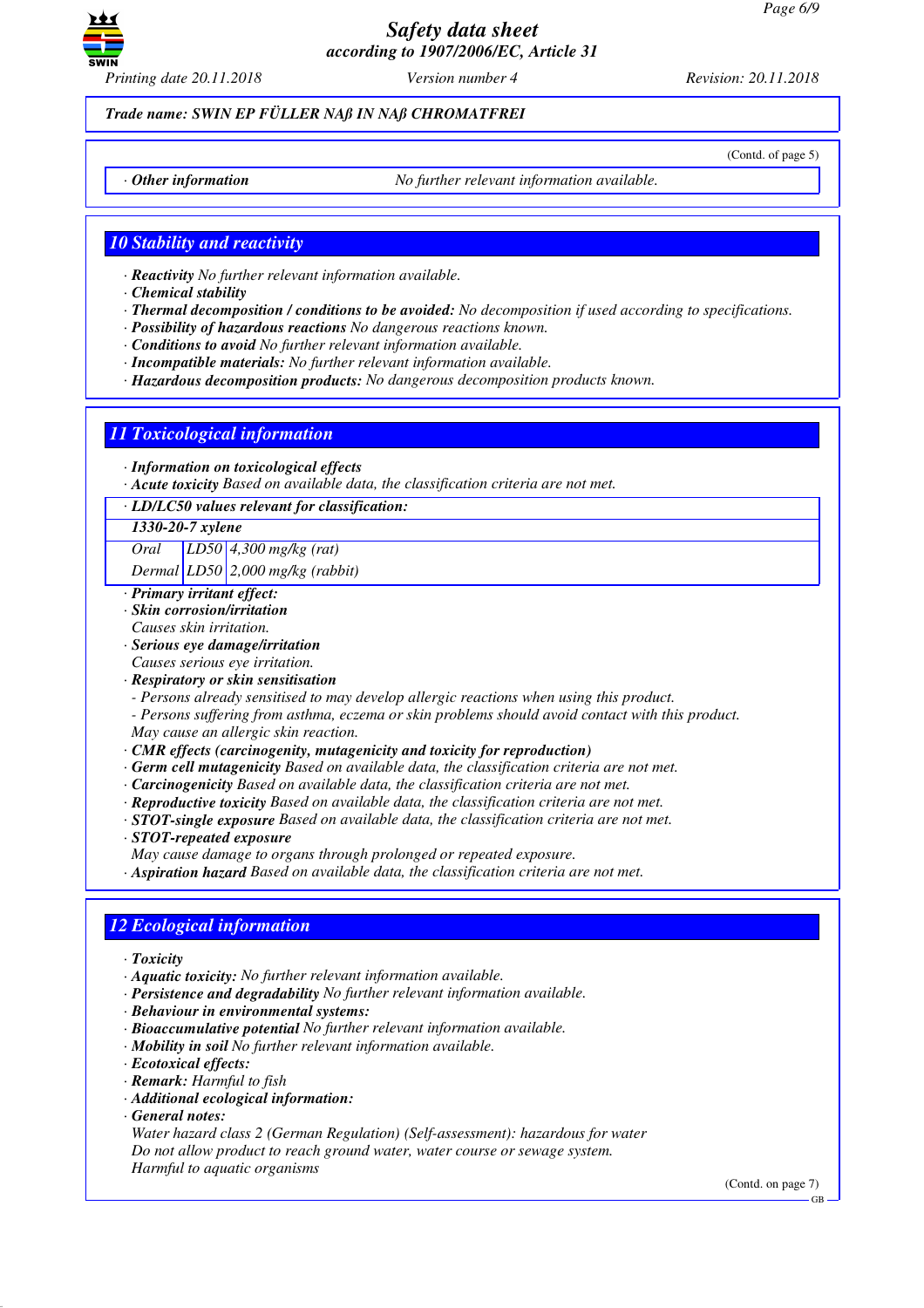*Trade name: SWIN EP FÜLLER NAß IN NAß CHROMATFREI*

(Contd. of page 5)

· **Other information** No further relevant information available.

## 10 Stability and reactivity

· **Reactivity** No further relevant information available.
· **Chemical stability**
· **Thermal decomposition / conditions to be avoided:** No decomposition if used according to specifications.
· **Possibility of hazardous reactions** No dangerous reactions known.
· **Conditions to avoid** No further relevant information available.
· **Incompatible materials:** No further relevant information available.
· **Hazardous decomposition products:** No dangerous decomposition products known.

## 11 Toxicological information

· **Information on toxicological effects**
· **Acute toxicity** Based on available data, the classification criteria are not met.

· **LD/LC50 values relevant for classification:**

| **1330-20-7 xylene** | | |
|---|---|---|
| Oral | LD50 | 4,300 mg/kg (rat) |
| Dermal | LD50 | 2,000 mg/kg (rabbit) |

· **Primary irritant effect:**
· **Skin corrosion/irritation**
Causes skin irritation.
· **Serious eye damage/irritation**
Causes serious eye irritation.
· **Respiratory or skin sensitisation**
- Persons already sensitised to may develop allergic reactions when using this product.
- Persons suffering from asthma, eczema or skin problems should avoid contact with this product.
May cause an allergic skin reaction.
· **CMR effects (carcinogenity, mutagenicity and toxicity for reproduction)**
· **Germ cell mutagenicity** Based on available data, the classification criteria are not met.
· **Carcinogenicity** Based on available data, the classification criteria are not met.
· **Reproductive toxicity** Based on available data, the classification criteria are not met.
· **STOT-single exposure** Based on available data, the classification criteria are not met.
· **STOT-repeated exposure**
May cause damage to organs through prolonged or repeated exposure.
· **Aspiration hazard** Based on available data, the classification criteria are not met.

## 12 Ecological information

· **Toxicity**
· **Aquatic toxicity:** No further relevant information available.
· **Persistence and degradability** No further relevant information available.
· **Behaviour in environmental systems:**
· **Bioaccumulative potential** No further relevant information available.
· **Mobility in soil** No further relevant information available.
· **Ecotoxical effects:**
· **Remark:** Harmful to fish
· **Additional ecological information:**
· **General notes:**
Water hazard class 2 (German Regulation) (Self-assessment): hazardous for water
Do not allow product to reach ground water, water course or sewage system.
Harmful to aquatic organisms

(Contd. on page 7)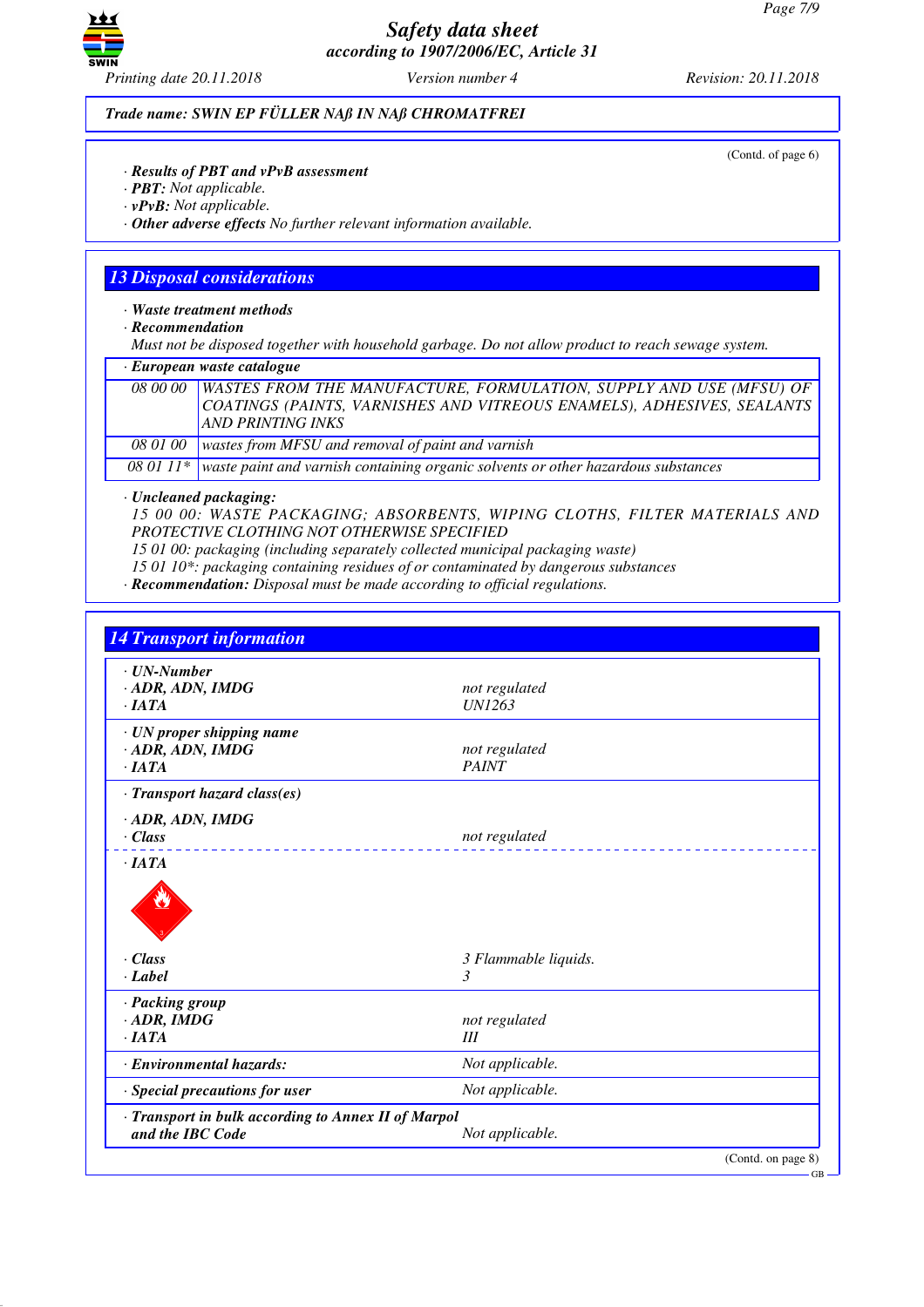Trade name: SWIN EP FÜLLER NAß IN NAß CHROMATFREI

(Contd. of page 6)

· **Results of PBT and vPvB assessment**
· **PBT:** Not applicable.
· **vPvB:** Not applicable.
· **Other adverse effects** No further relevant information available.

## 13 Disposal considerations

· **Waste treatment methods**
· **Recommendation**
Must not be disposed together with household garbage. Do not allow product to reach sewage system.

· **European waste catalogue**

| | |
|---|---|
| 08 00 00 | WASTES FROM THE MANUFACTURE, FORMULATION, SUPPLY AND USE (MFSU) OF COATINGS (PAINTS, VARNISHES AND VITREOUS ENAMELS), ADHESIVES, SEALANTS AND PRINTING INKS |
| 08 01 00 | wastes from MFSU and removal of paint and varnish |
| 08 01 11* | waste paint and varnish containing organic solvents or other hazardous substances |

· **Uncleaned packaging:**
15 00 00: WASTE PACKAGING; ABSORBENTS, WIPING CLOTHS, FILTER MATERIALS AND PROTECTIVE CLOTHING NOT OTHERWISE SPECIFIED
15 01 00: packaging (including separately collected municipal packaging waste)
15 01 10*: packaging containing residues of or contaminated by dangerous substances
· **Recommendation:** Disposal must be made according to official regulations.

## 14 Transport information

| | |
|---|---|
| · **UN-Number** | |
| · **ADR, ADN, IMDG** | not regulated |
| · **IATA** | UN1263 |
| · **UN proper shipping name** | |
| · **ADR, ADN, IMDG** | not regulated |
| · **IATA** | PAINT |
| · **Transport hazard class(es)** | |
| · **ADR, ADN, IMDG** | |
| · **Class** | not regulated |
| · **IATA** | |
| · **Class** | 3 Flammable liquids. |
| · **Label** | 3 |
| · **Packing group** | |
| · **ADR, IMDG** | not regulated |
| · **IATA** | III |
| · **Environmental hazards:** | Not applicable. |
| · **Special precautions for user** | Not applicable. |
| · **Transport in bulk according to Annex II of Marpol and the IBC Code** | Not applicable. |

(Contd. on page 8)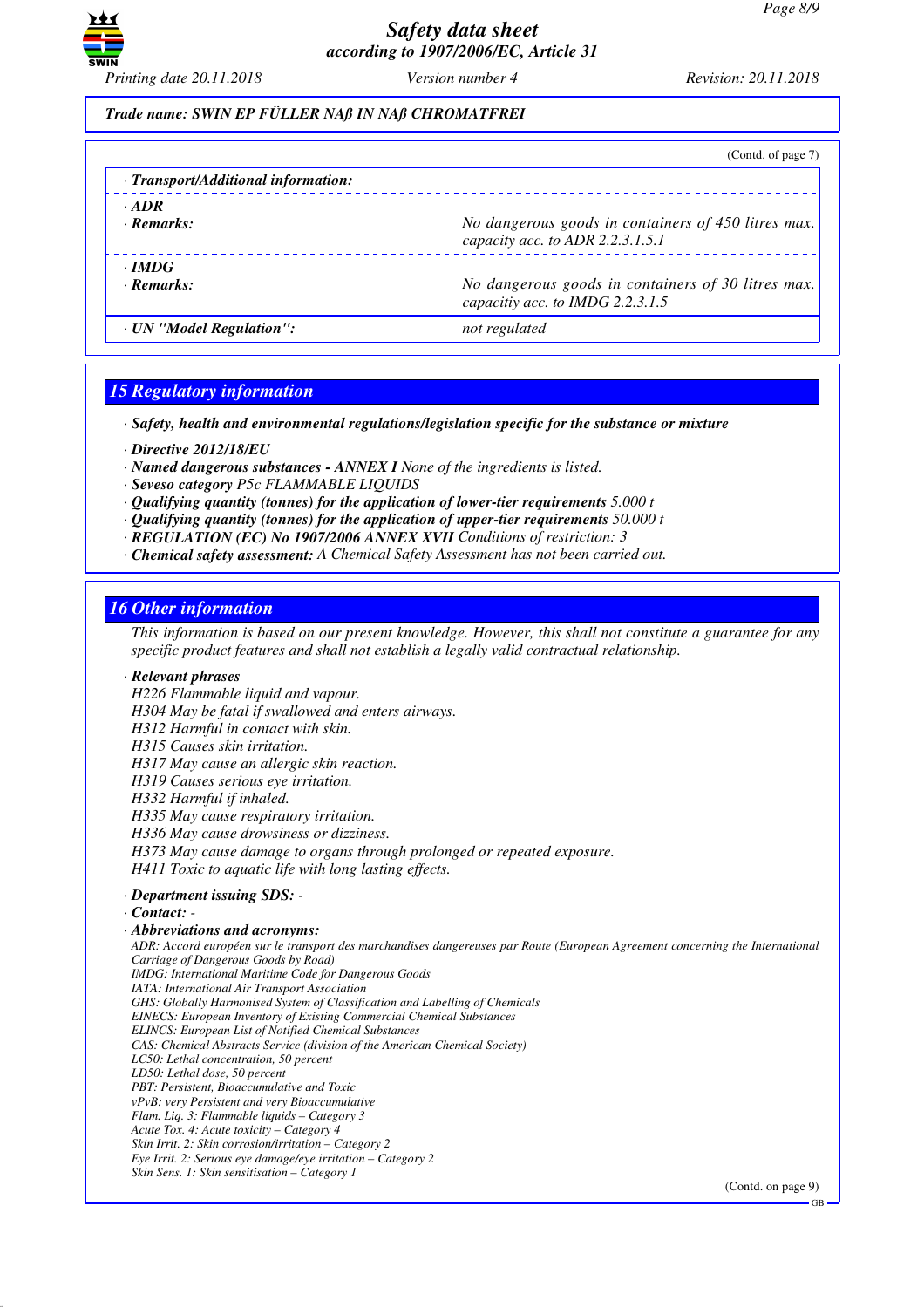Trade name: SWIN EP FÜLLER NAß IN NAß CHROMATFREI

(Contd. of page 7)

| · Transport/Additional information: | |
|---|---|
| · ADR | |
| · Remarks: | No dangerous goods in containers of 450 litres max. capacity acc. to ADR 2.2.3.1.5.1 |
| · IMDG | |
| · Remarks: | No dangerous goods in containers of 30 litres max. capacitiy acc. to IMDG 2.2.3.1.5 |
| · UN "Model Regulation": | not regulated |

## 15 Regulatory information

· **Safety, health and environmental regulations/legislation specific for the substance or mixture**

· **Directive 2012/18/EU**
· **Named dangerous substances - ANNEX I** None of the ingredients is listed.
· **Seveso category** P5c FLAMMABLE LIQUIDS
· **Qualifying quantity (tonnes) for the application of lower-tier requirements** 5.000 t
· **Qualifying quantity (tonnes) for the application of upper-tier requirements** 50.000 t
· **REGULATION (EC) No 1907/2006 ANNEX XVII** Conditions of restriction: 3
· **Chemical safety assessment:** A Chemical Safety Assessment has not been carried out.

## 16 Other information

This information is based on our present knowledge. However, this shall not constitute a guarantee for any specific product features and shall not establish a legally valid contractual relationship.

· **Relevant phrases**
H226 Flammable liquid and vapour.
H304 May be fatal if swallowed and enters airways.
H312 Harmful in contact with skin.
H315 Causes skin irritation.
H317 May cause an allergic skin reaction.
H319 Causes serious eye irritation.
H332 Harmful if inhaled.
H335 May cause respiratory irritation.
H336 May cause drowsiness or dizziness.
H373 May cause damage to organs through prolonged or repeated exposure.
H411 Toxic to aquatic life with long lasting effects.

· **Department issuing SDS:** -
· **Contact:** -
· **Abbreviations and acronyms:**
ADR: Accord européen sur le transport des marchandises dangereuses par Route (European Agreement concerning the International Carriage of Dangerous Goods by Road)
IMDG: International Maritime Code for Dangerous Goods
IATA: International Air Transport Association
GHS: Globally Harmonised System of Classification and Labelling of Chemicals
EINECS: European Inventory of Existing Commercial Chemical Substances
ELINCS: European List of Notified Chemical Substances
CAS: Chemical Abstracts Service (division of the American Chemical Society)
LC50: Lethal concentration, 50 percent
LD50: Lethal dose, 50 percent
PBT: Persistent, Bioaccumulative and Toxic
vPvB: very Persistent and very Bioaccumulative
Flam. Liq. 3: Flammable liquids – Category 3
Acute Tox. 4: Acute toxicity – Category 4
Skin Irrit. 2: Skin corrosion/irritation – Category 2
Eye Irrit. 2: Serious eye damage/eye irritation – Category 2
Skin Sens. 1: Skin sensitisation – Category 1

(Contd. on page 9)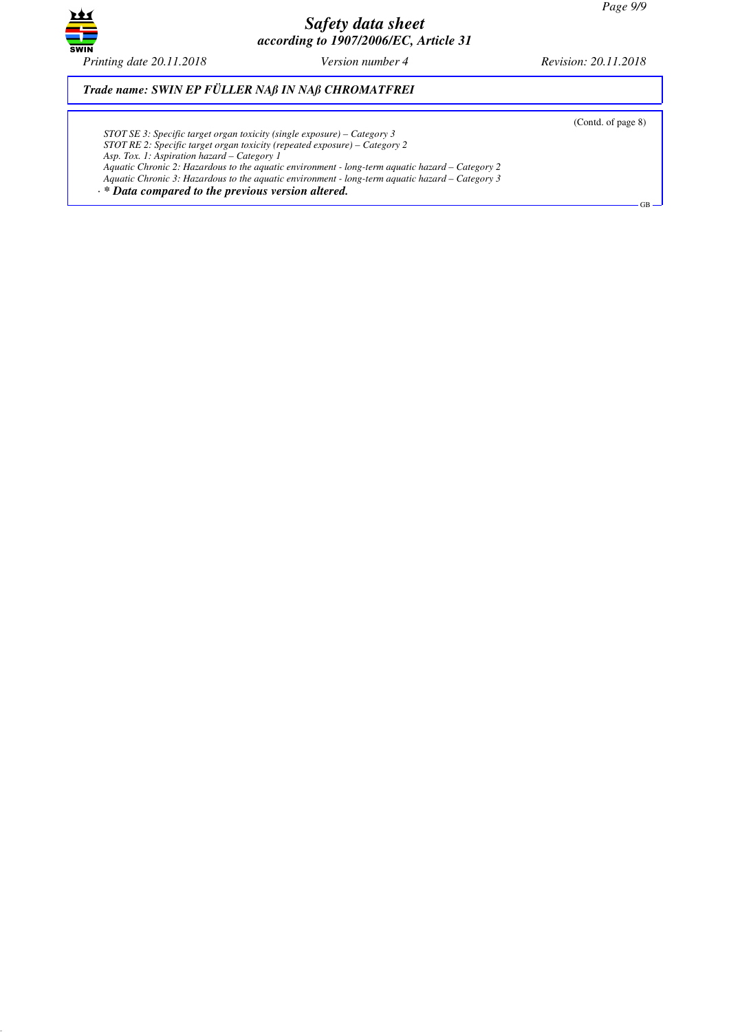*Trade name: SWIN EP FÜLLER NAß IN NAß CHROMATFREI*

(Contd. of page 8)

*STOT SE 3: Specific target organ toxicity (single exposure) – Category 3*
*STOT RE 2: Specific target organ toxicity (repeated exposure) – Category 2*
*Asp. Tox. 1: Aspiration hazard – Category 1*
*Aquatic Chronic 2: Hazardous to the aquatic environment - long-term aquatic hazard – Category 2*
*Aquatic Chronic 3: Hazardous to the aquatic environment - long-term aquatic hazard – Category 3*

· ***\* Data compared to the previous version altered.***

GB